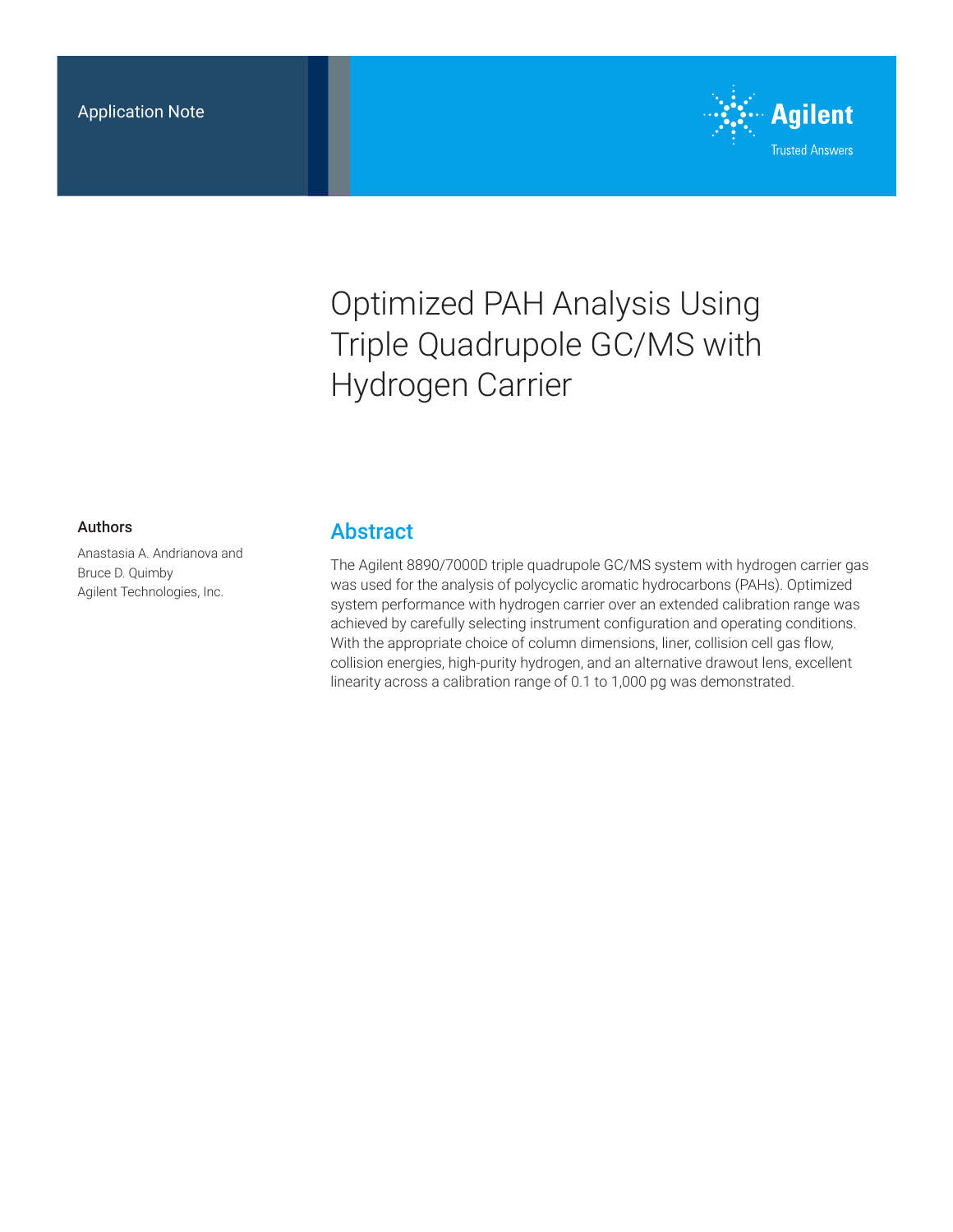Application Note

# Optimized PAH Analysis Using Triple Quadrupole GC/MS with Hydrogen Carrier

## Authors

Anastasia A. Andrianova and Bruce D. Quimby
Agilent Technologies, Inc.

## Abstract

The Agilent 8890/7000D triple quadrupole GC/MS system with hydrogen carrier gas was used for the analysis of polycyclic aromatic hydrocarbons (PAHs). Optimized system performance with hydrogen carrier over an extended calibration range was achieved by carefully selecting instrument configuration and operating conditions. With the appropriate choice of column dimensions, liner, collision cell gas flow, collision energies, high-purity hydrogen, and an alternative drawout lens, excellent linearity across a calibration range of 0.1 to 1,000 pg was demonstrated.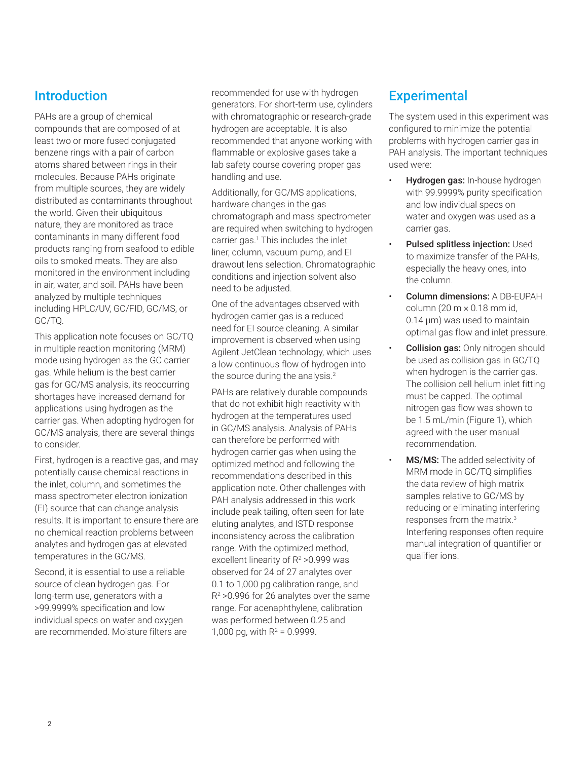## Introduction

PAHs are a group of chemical compounds that are composed of at least two or more fused conjugated benzene rings with a pair of carbon atoms shared between rings in their molecules. Because PAHs originate from multiple sources, they are widely distributed as contaminants throughout the world. Given their ubiquitous nature, they are monitored as trace contaminants in many different food products ranging from seafood to edible oils to smoked meats. They are also monitored in the environment including in air, water, and soil. PAHs have been analyzed by multiple techniques including HPLC/UV, GC/FID, GC/MS, or GC/TQ.

This application note focuses on GC/TQ in multiple reaction monitoring (MRM) mode using hydrogen as the GC carrier gas. While helium is the best carrier gas for GC/MS analysis, its reoccurring shortages have increased demand for applications using hydrogen as the carrier gas. When adopting hydrogen for GC/MS analysis, there are several things to consider.

First, hydrogen is a reactive gas, and may potentially cause chemical reactions in the inlet, column, and sometimes the mass spectrometer electron ionization (EI) source that can change analysis results. It is important to ensure there are no chemical reaction problems between analytes and hydrogen gas at elevated temperatures in the GC/MS.

Second, it is essential to use a reliable source of clean hydrogen gas. For long-term use, generators with a >99.9999% specification and low individual specs on water and oxygen are recommended. Moisture filters are recommended for use with hydrogen generators. For short-term use, cylinders with chromatographic or research-grade hydrogen are acceptable. It is also recommended that anyone working with flammable or explosive gases take a lab safety course covering proper gas handling and use.

Additionally, for GC/MS applications, hardware changes in the gas chromatograph and mass spectrometer are required when switching to hydrogen carrier gas.[1] This includes the inlet liner, column, vacuum pump, and EI drawout lens selection. Chromatographic conditions and injection solvent also need to be adjusted.

One of the advantages observed with hydrogen carrier gas is a reduced need for EI source cleaning. A similar improvement is observed when using Agilent JetClean technology, which uses a low continuous flow of hydrogen into the source during the analysis.[2]

PAHs are relatively durable compounds that do not exhibit high reactivity with hydrogen at the temperatures used in GC/MS analysis. Analysis of PAHs can therefore be performed with hydrogen carrier gas when using the optimized method and following the recommendations described in this application note. Other challenges with PAH analysis addressed in this work include peak tailing, often seen for late eluting analytes, and ISTD response inconsistency across the calibration range. With the optimized method, excellent linearity of $R^2$ >0.999 was observed for 24 of 27 analytes over 0.1 to 1,000 pg calibration range, and $R^2$ >0.996 for 26 analytes over the same range. For acenaphthylene, calibration was performed between 0.25 and 1,000 pg, with $R^2$ = 0.9999.

## Experimental

The system used in this experiment was configured to minimize the potential problems with hydrogen carrier gas in PAH analysis. The important techniques used were:

- **Hydrogen gas:** In-house hydrogen with 99.9999% purity specification and low individual specs on water and oxygen was used as a carrier gas.
- **Pulsed splitless injection:** Used to maximize transfer of the PAHs, especially the heavy ones, into the column.
- **Column dimensions:** A DB-EUPAH column (20 m × 0.18 mm id, 0.14 µm) was used to maintain optimal gas flow and inlet pressure.
- **Collision gas:** Only nitrogen should be used as collision gas in GC/TQ when hydrogen is the carrier gas. The collision cell helium inlet fitting must be capped. The optimal nitrogen gas flow was shown to be 1.5 mL/min (Figure 1), which agreed with the user manual recommendation.
- **MS/MS:** The added selectivity of MRM mode in GC/TQ simplifies the data review of high matrix samples relative to GC/MS by reducing or eliminating interfering responses from the matrix.[3] Interfering responses often require manual integration of quantifier or qualifier ions.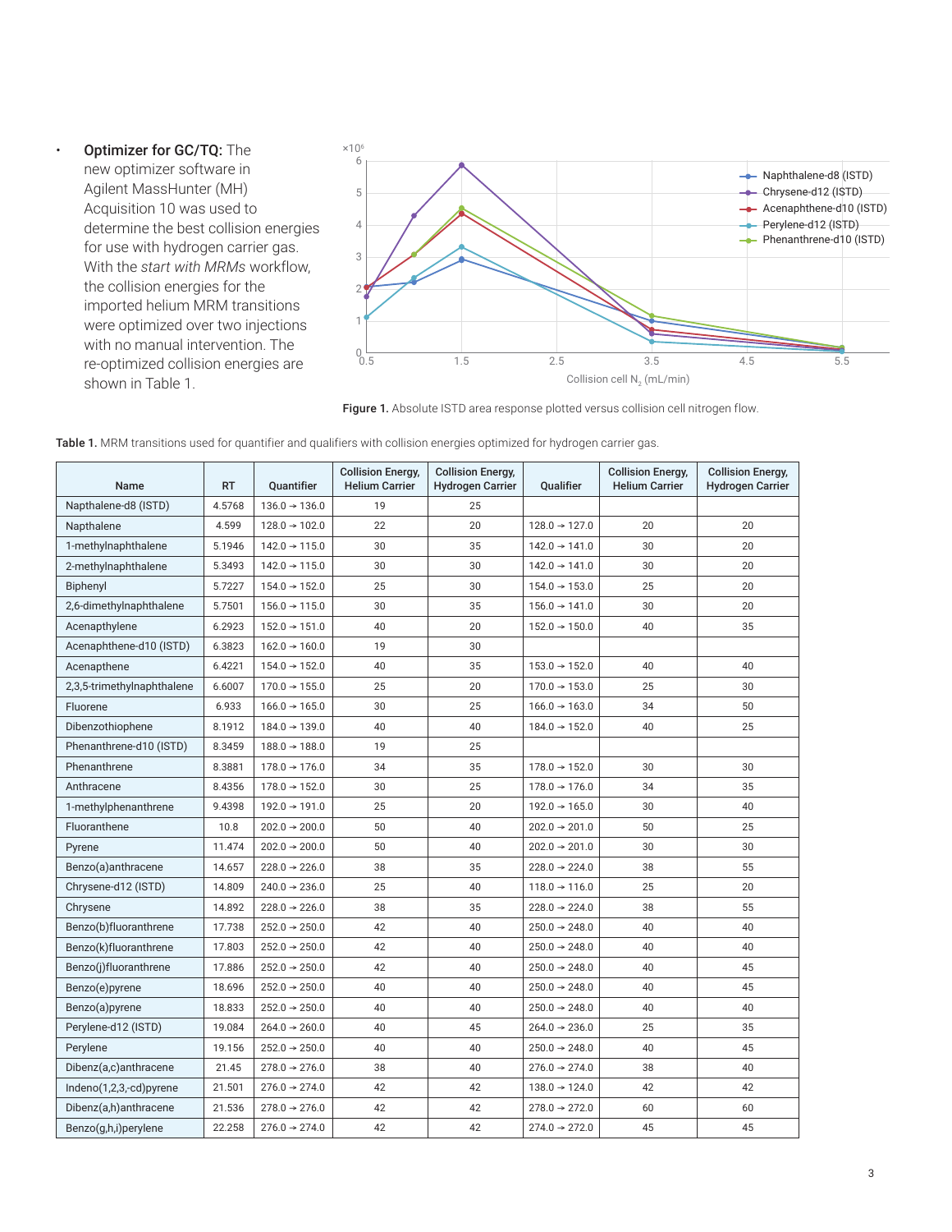- **Optimizer for GC/TQ:** The new optimizer software in Agilent MassHunter (MH) Acquisition 10 was used to determine the best collision energies for use with hydrogen carrier gas. With the *start with MRMs* workflow, the collision energies for the imported helium MRM transitions were optimized over two injections with no manual intervention. The re-optimized collision energies are shown in Table 1.

**Figure 1.** Absolute ISTD area response plotted versus collision cell nitrogen flow.

**Table 1.** MRM transitions used for quantifier and qualifiers with collision energies optimized for hydrogen carrier gas.

| Name | RT | Quantifier | Collision Energy, Helium Carrier | Collision Energy, Hydrogen Carrier | Qualifier | Collision Energy, Helium Carrier | Collision Energy, Hydrogen Carrier |
|---|---|---|---|---|---|---|---|
| Napthalene-d8 (ISTD) | 4.5768 | 136.0 → 136.0 | 19 | 25 | | | |
| Napthalene | 4.599 | 128.0 → 102.0 | 22 | 20 | 128.0 → 127.0 | 20 | 20 |
| 1-methylnaphthalene | 5.1946 | 142.0 → 115.0 | 30 | 35 | 142.0 → 141.0 | 30 | 20 |
| 2-methylnaphthalene | 5.3493 | 142.0 → 115.0 | 30 | 30 | 142.0 → 141.0 | 30 | 20 |
| Biphenyl | 5.7227 | 154.0 → 152.0 | 25 | 30 | 154.0 → 153.0 | 25 | 20 |
| 2,6-dimethylnaphthalene | 5.7501 | 156.0 → 115.0 | 30 | 35 | 156.0 → 141.0 | 30 | 20 |
| Acenapthylene | 6.2923 | 152.0 → 151.0 | 40 | 20 | 152.0 → 150.0 | 40 | 35 |
| Acenaphthene-d10 (ISTD) | 6.3823 | 162.0 → 160.0 | 19 | 30 | | | |
| Acenapthene | 6.4221 | 154.0 → 152.0 | 40 | 35 | 153.0 → 152.0 | 40 | 40 |
| 2,3,5-trimethylnaphthalene | 6.6007 | 170.0 → 155.0 | 25 | 20 | 170.0 → 153.0 | 25 | 30 |
| Fluorene | 6.933 | 166.0 → 165.0 | 30 | 25 | 166.0 → 163.0 | 34 | 50 |
| Dibenzothiophene | 8.1912 | 184.0 → 139.0 | 40 | 40 | 184.0 → 152.0 | 40 | 25 |
| Phenanthrene-d10 (ISTD) | 8.3459 | 188.0 → 188.0 | 19 | 25 | | | |
| Phenanthrene | 8.3881 | 178.0 → 176.0 | 34 | 35 | 178.0 → 152.0 | 30 | 30 |
| Anthracene | 8.4356 | 178.0 → 152.0 | 30 | 25 | 178.0 → 176.0 | 34 | 35 |
| 1-methylphenanthrene | 9.4398 | 192.0 → 191.0 | 25 | 20 | 192.0 → 165.0 | 30 | 40 |
| Fluoranthene | 10.8 | 202.0 → 200.0 | 50 | 40 | 202.0 → 201.0 | 50 | 25 |
| Pyrene | 11.474 | 202.0 → 200.0 | 50 | 40 | 202.0 → 201.0 | 30 | 30 |
| Benzo(a)anthracene | 14.657 | 228.0 → 226.0 | 38 | 35 | 228.0 → 224.0 | 38 | 55 |
| Chrysene-d12 (ISTD) | 14.809 | 240.0 → 236.0 | 25 | 40 | 118.0 → 116.0 | 25 | 20 |
| Chrysene | 14.892 | 228.0 → 226.0 | 38 | 35 | 228.0 → 224.0 | 38 | 55 |
| Benzo(b)fluoranthrene | 17.738 | 252.0 → 250.0 | 42 | 40 | 250.0 → 248.0 | 40 | 40 |
| Benzo(k)fluoranthrene | 17.803 | 252.0 → 250.0 | 42 | 40 | 250.0 → 248.0 | 40 | 40 |
| Benzo(j)fluoranthrene | 17.886 | 252.0 → 250.0 | 42 | 40 | 250.0 → 248.0 | 40 | 45 |
| Benzo(e)pyrene | 18.696 | 252.0 → 250.0 | 40 | 40 | 250.0 → 248.0 | 40 | 45 |
| Benzo(a)pyrene | 18.833 | 252.0 → 250.0 | 40 | 40 | 250.0 → 248.0 | 40 | 40 |
| Perylene-d12 (ISTD) | 19.084 | 264.0 → 260.0 | 40 | 45 | 264.0 → 236.0 | 25 | 35 |
| Perylene | 19.156 | 252.0 → 250.0 | 40 | 40 | 250.0 → 248.0 | 40 | 45 |
| Dibenz(a,c)anthracene | 21.45 | 278.0 → 276.0 | 38 | 40 | 276.0 → 274.0 | 38 | 40 |
| Indeno(1,2,3,-cd)pyrene | 21.501 | 276.0 → 274.0 | 42 | 42 | 138.0 → 124.0 | 42 | 42 |
| Dibenz(a,h)anthracene | 21.536 | 278.0 → 276.0 | 42 | 42 | 278.0 → 272.0 | 60 | 60 |
| Benzo(g,h,i)perylene | 22.258 | 276.0 → 274.0 | 42 | 42 | 274.0 → 272.0 | 45 | 45 |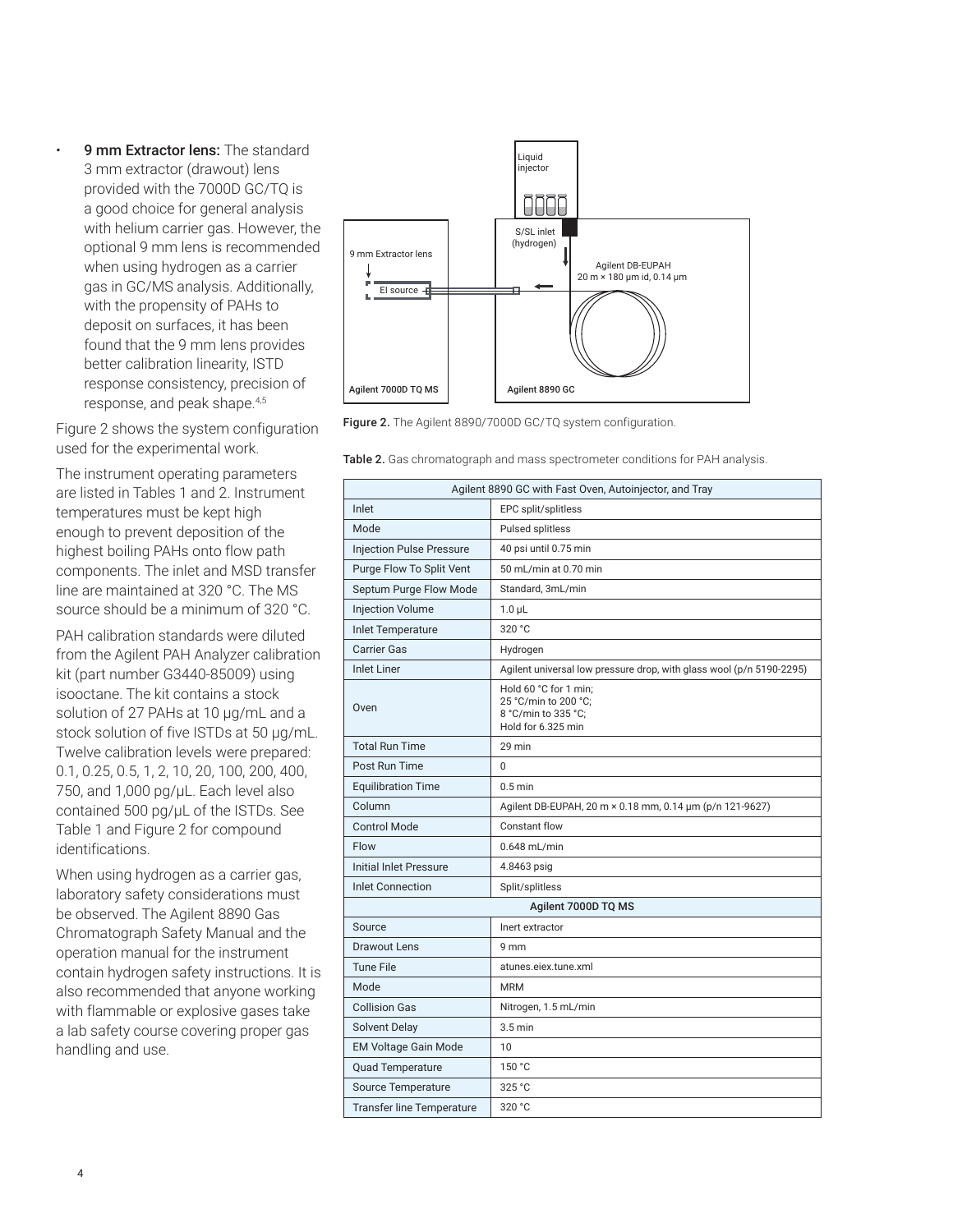- **9 mm Extractor lens:** The standard 3 mm extractor (drawout) lens provided with the 7000D GC/TQ is a good choice for general analysis with helium carrier gas. However, the optional 9 mm lens is recommended when using hydrogen as a carrier gas in GC/MS analysis. Additionally, with the propensity of PAHs to deposit on surfaces, it has been found that the 9 mm lens provides better calibration linearity, ISTD response consistency, precision of response, and peak shape.[4,5]

Figure 2 shows the system configuration used for the experimental work.

The instrument operating parameters are listed in Tables 1 and 2. Instrument temperatures must be kept high enough to prevent deposition of the highest boiling PAHs onto flow path components. The inlet and MSD transfer line are maintained at 320 °C. The MS source should be a minimum of 320 °C.

PAH calibration standards were diluted from the Agilent PAH Analyzer calibration kit (part number G3440-85009) using isooctane. The kit contains a stock solution of 27 PAHs at 10 µg/mL and a stock solution of five ISTDs at 50 µg/mL. Twelve calibration levels were prepared: 0.1, 0.25, 0.5, 1, 2, 10, 20, 100, 200, 400, 750, and 1,000 pg/µL. Each level also contained 500 pg/µL of the ISTDs. See Table 1 and Figure 2 for compound identifications.

When using hydrogen as a carrier gas, laboratory safety considerations must be observed. The Agilent 8890 Gas Chromatograph Safety Manual and the operation manual for the instrument contain hydrogen safety instructions. It is also recommended that anyone working with flammable or explosive gases take a lab safety course covering proper gas handling and use.

**Figure 2.** The Agilent 8890/7000D GC/TQ system configuration.

**Table 2.** Gas chromatograph and mass spectrometer conditions for PAH analysis.

| Agilent 8890 GC with Fast Oven, Autoinjector, and Tray | |
|---|---|
| Inlet | EPC split/splitless |
| Mode | Pulsed splitless |
| Injection Pulse Pressure | 40 psi until 0.75 min |
| Purge Flow To Split Vent | 50 mL/min at 0.70 min |
| Septum Purge Flow Mode | Standard, 3mL/min |
| Injection Volume | 1.0 µL |
| Inlet Temperature | 320 °C |
| Carrier Gas | Hydrogen |
| Inlet Liner | Agilent universal low pressure drop, with glass wool (p/n 5190-2295) |
| Oven | Hold 60 °C for 1 min; 25 °C/min to 200 °C; 8 °C/min to 335 °C; Hold for 6.325 min |
| Total Run Time | 29 min |
| Post Run Time | 0 |
| Equilibration Time | 0.5 min |
| Column | Agilent DB-EUPAH, 20 m × 0.18 mm, 0.14 µm (p/n 121-9627) |
| Control Mode | Constant flow |
| Flow | 0.648 mL/min |
| Initial Inlet Pressure | 4.8463 psig |
| Inlet Connection | Split/splitless |
| **Agilent 7000D TQ MS** | |
| Source | Inert extractor |
| Drawout Lens | 9 mm |
| Tune File | atunes.eiex.tune.xml |
| Mode | MRM |
| Collision Gas | Nitrogen, 1.5 mL/min |
| Solvent Delay | 3.5 min |
| EM Voltage Gain Mode | 10 |
| Quad Temperature | 150 °C |
| Source Temperature | 325 °C |
| Transfer line Temperature | 320 °C |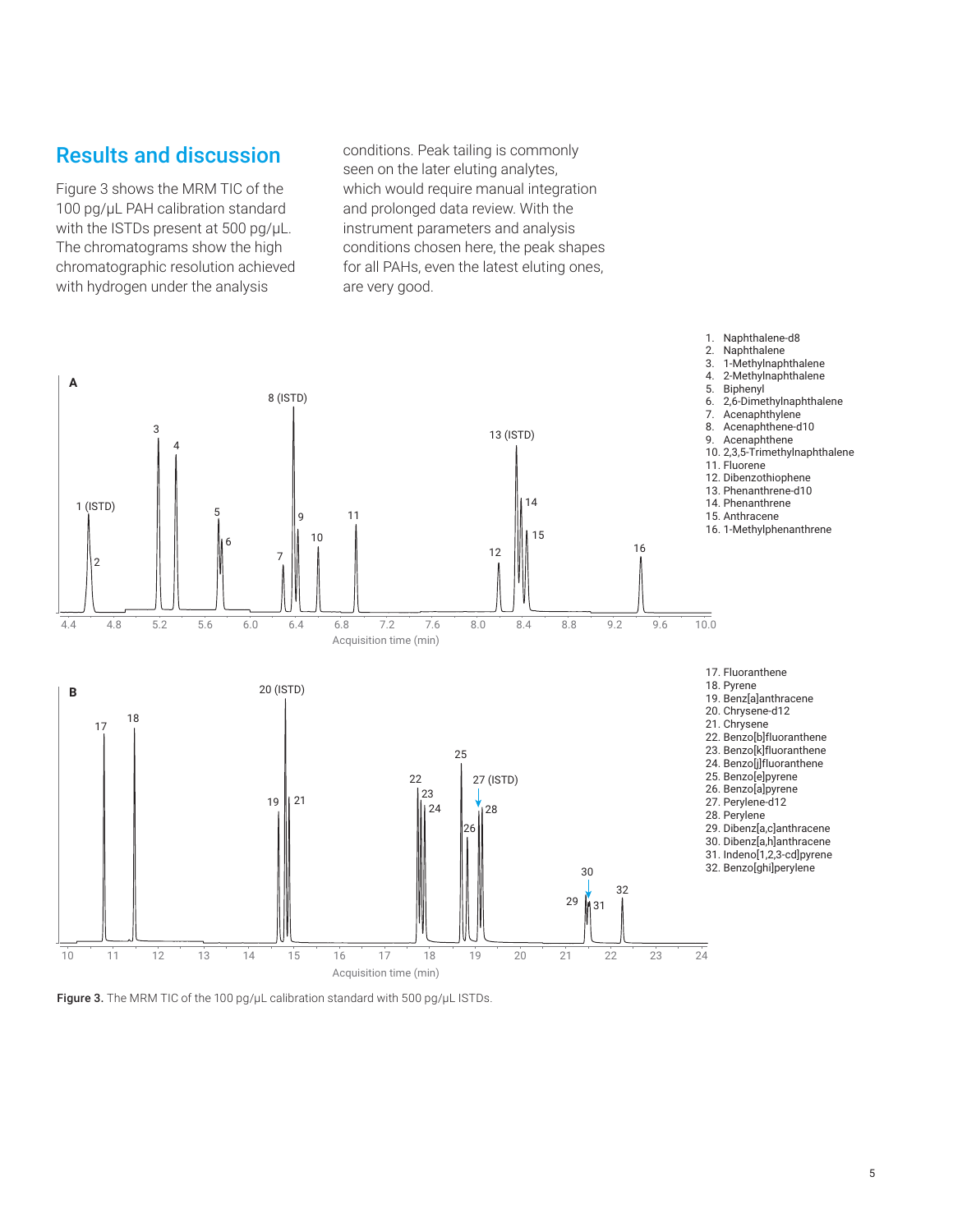## Results and discussion

Figure 3 shows the MRM TIC of the 100 pg/µL PAH calibration standard with the ISTDs present at 500 pg/µL. The chromatograms show the high chromatographic resolution achieved with hydrogen under the analysis conditions. Peak tailing is commonly seen on the later eluting analytes, which would require manual integration and prolonged data review. With the instrument parameters and analysis conditions chosen here, the peak shapes for all PAHs, even the latest eluting ones, are very good.

1. Naphthalene-d8
2. Naphthalene
3. 1-Methylnaphthalene
4. 2-Methylnaphthalene
5. Biphenyl
6. 2,6-Dimethylnaphthalene
7. Acenaphthylene
8. Acenaphthene-d10
9. Acenaphthene
10. 2,3,5-Trimethylnaphthalene
11. Fluorene
12. Dibenzothiophene
13. Phenanthrene-d10
14. Phenanthrene
15. Anthracene
16. 1-Methylphenanthrene
17. Fluoranthene
18. Pyrene
19. Benz[a]anthracene
20. Chrysene-d12
21. Chrysene
22. Benzo[b]fluoranthene
23. Benzo[k]fluoranthene
24. Benzo[j]fluoranthene
25. Benzo[e]pyrene
26. Benzo[a]pyrene
27. Perylene-d12
28. Perylene
29. Dibenz[a,c]anthracene
30. Dibenz[a,h]anthracene
31. Indeno[1,2,3-cd]pyrene
32. Benzo[ghi]perylene

**Figure 3.** The MRM TIC of the 100 pg/µL calibration standard with 500 pg/µL ISTDs.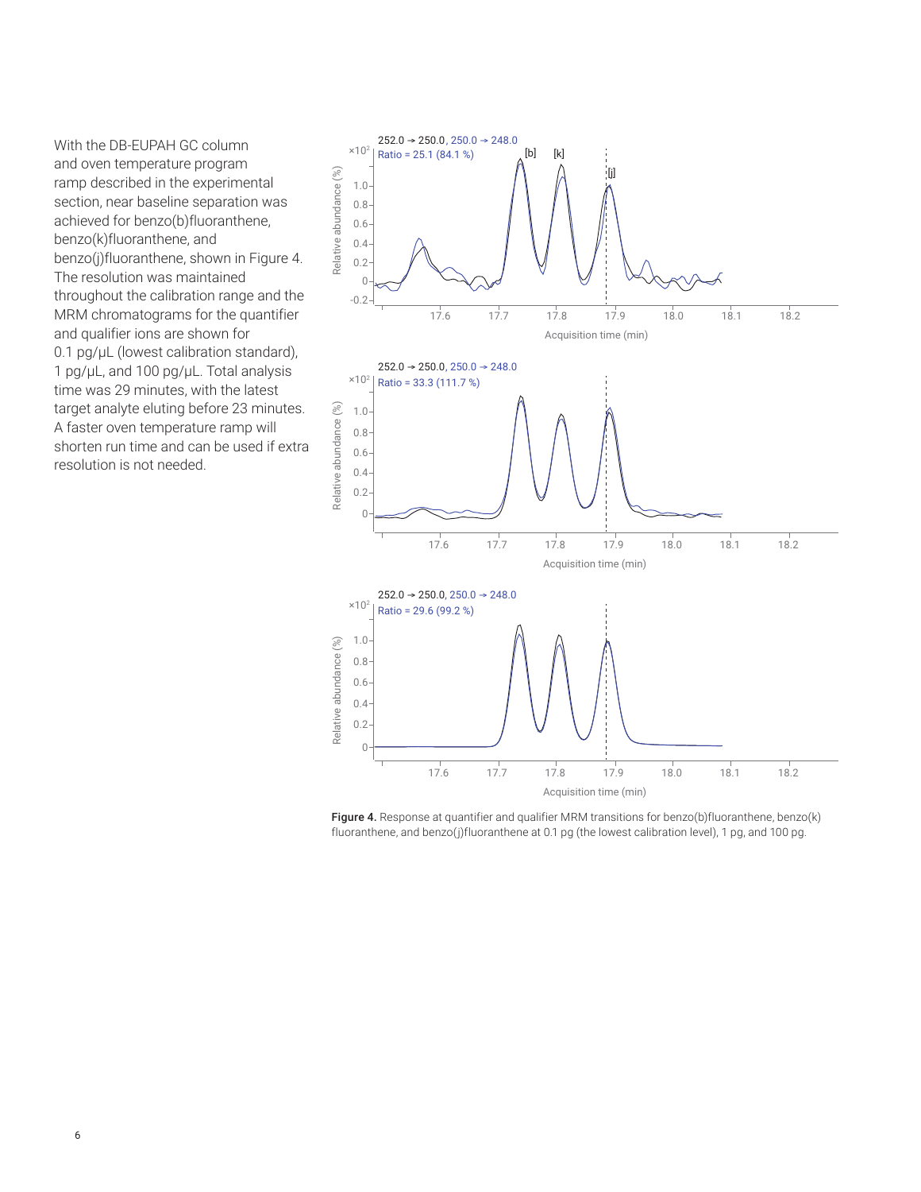With the DB-EUPAH GC column and oven temperature program ramp described in the experimental section, near baseline separation was achieved for benzo(b)fluoranthene, benzo(k)fluoranthene, and benzo(j)fluoranthene, shown in Figure 4. The resolution was maintained throughout the calibration range and the MRM chromatograms for the quantifier and qualifier ions are shown for 0.1 pg/µL (lowest calibration standard), 1 pg/µL, and 100 pg/µL. Total analysis time was 29 minutes, with the latest target analyte eluting before 23 minutes. A faster oven temperature ramp will shorten run time and can be used if extra resolution is not needed.

**Figure 4.** Response at quantifier and qualifier MRM transitions for benzo(b)fluoranthene, benzo(k)fluoranthene, and benzo(j)fluoranthene at 0.1 pg (the lowest calibration level), 1 pg, and 100 pg.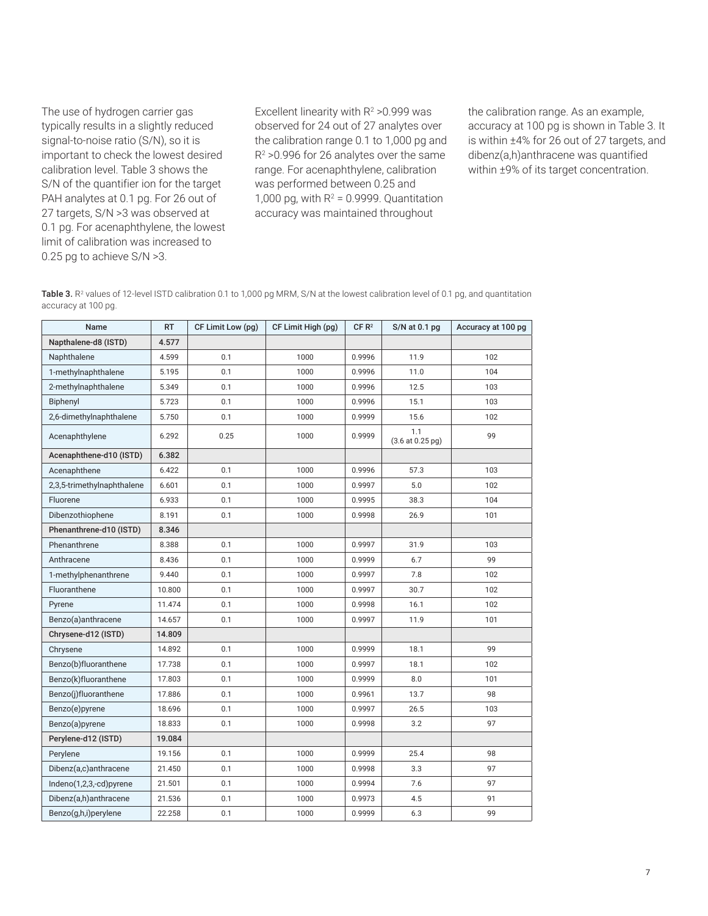The use of hydrogen carrier gas typically results in a slightly reduced signal-to-noise ratio (S/N), so it is important to check the lowest desired calibration level. Table 3 shows the S/N of the quantifier ion for the target PAH analytes at 0.1 pg. For 26 out of 27 targets, S/N >3 was observed at 0.1 pg. For acenaphthylene, the lowest limit of calibration was increased to 0.25 pg to achieve S/N >3.

Excellent linearity with $R^2$ >0.999 was observed for 24 out of 27 analytes over the calibration range 0.1 to 1,000 pg and $R^2$ >0.996 for 26 analytes over the same range. For acenaphthylene, calibration was performed between 0.25 and 1,000 pg, with $R^2$ = 0.9999. Quantitation accuracy was maintained throughout the calibration range. As an example, accuracy at 100 pg is shown in Table 3. It is within ±4% for 26 out of 27 targets, and dibenz(a,h)anthracene was quantified within ±9% of its target concentration.

**Table 3.** $R^2$ values of 12-level ISTD calibration 0.1 to 1,000 pg MRM, S/N at the lowest calibration level of 0.1 pg, and quantitation accuracy at 100 pg.

| Name | RT | CF Limit Low (pg) | CF Limit High (pg) | CF $R^2$ | S/N at 0.1 pg | Accuracy at 100 pg |
|---|---|---|---|---|---|---|
| **Napthalene-d8 (ISTD)** | **4.577** | | | | | |
| Naphthalene | 4.599 | 0.1 | 1000 | 0.9996 | 11.9 | 102 |
| 1-methylnaphthalene | 5.195 | 0.1 | 1000 | 0.9996 | 11.0 | 104 |
| 2-methylnaphthalene | 5.349 | 0.1 | 1000 | 0.9996 | 12.5 | 103 |
| Biphenyl | 5.723 | 0.1 | 1000 | 0.9996 | 15.1 | 103 |
| 2,6-dimethylnaphthalene | 5.750 | 0.1 | 1000 | 0.9999 | 15.6 | 102 |
| Acenaphthylene | 6.292 | 0.25 | 1000 | 0.9999 | 1.1 (3.6 at 0.25 pg) | 99 |
| **Acenaphthene-d10 (ISTD)** | **6.382** | | | | | |
| Acenaphthene | 6.422 | 0.1 | 1000 | 0.9996 | 57.3 | 103 |
| 2,3,5-trimethylnaphthalene | 6.601 | 0.1 | 1000 | 0.9997 | 5.0 | 102 |
| Fluorene | 6.933 | 0.1 | 1000 | 0.9995 | 38.3 | 104 |
| Dibenzothiophene | 8.191 | 0.1 | 1000 | 0.9998 | 26.9 | 101 |
| **Phenanthrene-d10 (ISTD)** | **8.346** | | | | | |
| Phenanthrene | 8.388 | 0.1 | 1000 | 0.9997 | 31.9 | 103 |
| Anthracene | 8.436 | 0.1 | 1000 | 0.9999 | 6.7 | 99 |
| 1-methylphenanthrene | 9.440 | 0.1 | 1000 | 0.9997 | 7.8 | 102 |
| Fluoranthene | 10.800 | 0.1 | 1000 | 0.9997 | 30.7 | 102 |
| Pyrene | 11.474 | 0.1 | 1000 | 0.9998 | 16.1 | 102 |
| Benzo(a)anthracene | 14.657 | 0.1 | 1000 | 0.9997 | 11.9 | 101 |
| **Chrysene-d12 (ISTD)** | **14.809** | | | | | |
| Chrysene | 14.892 | 0.1 | 1000 | 0.9999 | 18.1 | 99 |
| Benzo(b)fluoranthene | 17.738 | 0.1 | 1000 | 0.9997 | 18.1 | 102 |
| Benzo(k)fluoranthene | 17.803 | 0.1 | 1000 | 0.9999 | 8.0 | 101 |
| Benzo(j)fluoranthene | 17.886 | 0.1 | 1000 | 0.9961 | 13.7 | 98 |
| Benzo(e)pyrene | 18.696 | 0.1 | 1000 | 0.9997 | 26.5 | 103 |
| Benzo(a)pyrene | 18.833 | 0.1 | 1000 | 0.9998 | 3.2 | 97 |
| **Perylene-d12 (ISTD)** | **19.084** | | | | | |
| Perylene | 19.156 | 0.1 | 1000 | 0.9999 | 25.4 | 98 |
| Dibenz(a,c)anthracene | 21.450 | 0.1 | 1000 | 0.9998 | 3.3 | 97 |
| Indeno(1,2,3,-cd)pyrene | 21.501 | 0.1 | 1000 | 0.9994 | 7.6 | 97 |
| Dibenz(a,h)anthracene | 21.536 | 0.1 | 1000 | 0.9973 | 4.5 | 91 |
| Benzo(g,h,i)perylene | 22.258 | 0.1 | 1000 | 0.9999 | 6.3 | 99 |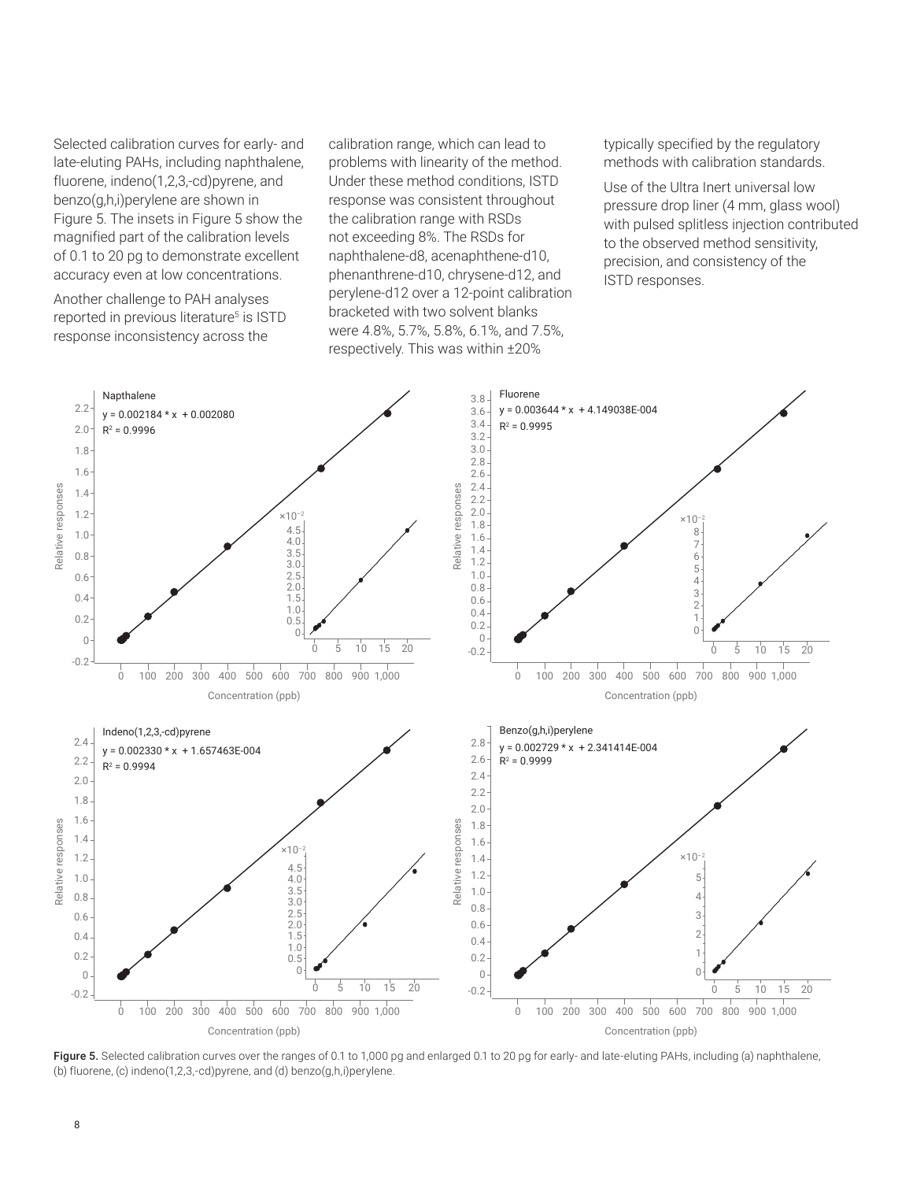Selected calibration curves for early- and late-eluting PAHs, including naphthalene, fluorene, indeno(1,2,3,-cd)pyrene, and benzo(g,h,i)perylene are shown in Figure 5. The insets in Figure 5 show the magnified part of the calibration levels of 0.1 to 20 pg to demonstrate excellent accuracy even at low concentrations.

Another challenge to PAH analyses reported in previous literature[5] is ISTD response inconsistency across the calibration range, which can lead to problems with linearity of the method. Under these method conditions, ISTD response was consistent throughout the calibration range with RSDs not exceeding 8%. The RSDs for naphthalene-d8, acenaphthene-d10, phenanthrene-d10, chrysene-d12, and perylene-d12 over a 12-point calibration bracketed with two solvent blanks were 4.8%, 5.7%, 5.8%, 6.1%, and 7.5%, respectively. This was within ±20% typically specified by the regulatory methods with calibration standards.

Use of the Ultra Inert universal low pressure drop liner (4 mm, glass wool) with pulsed splitless injection contributed to the observed method sensitivity, precision, and consistency of the ISTD responses.

**Figure 5.** Selected calibration curves over the ranges of 0.1 to 1,000 pg and enlarged 0.1 to 20 pg for early- and late-eluting PAHs, including (a) naphthalene, (b) fluorene, (c) indeno(1,2,3,-cd)pyrene, and (d) benzo(g,h,i)perylene.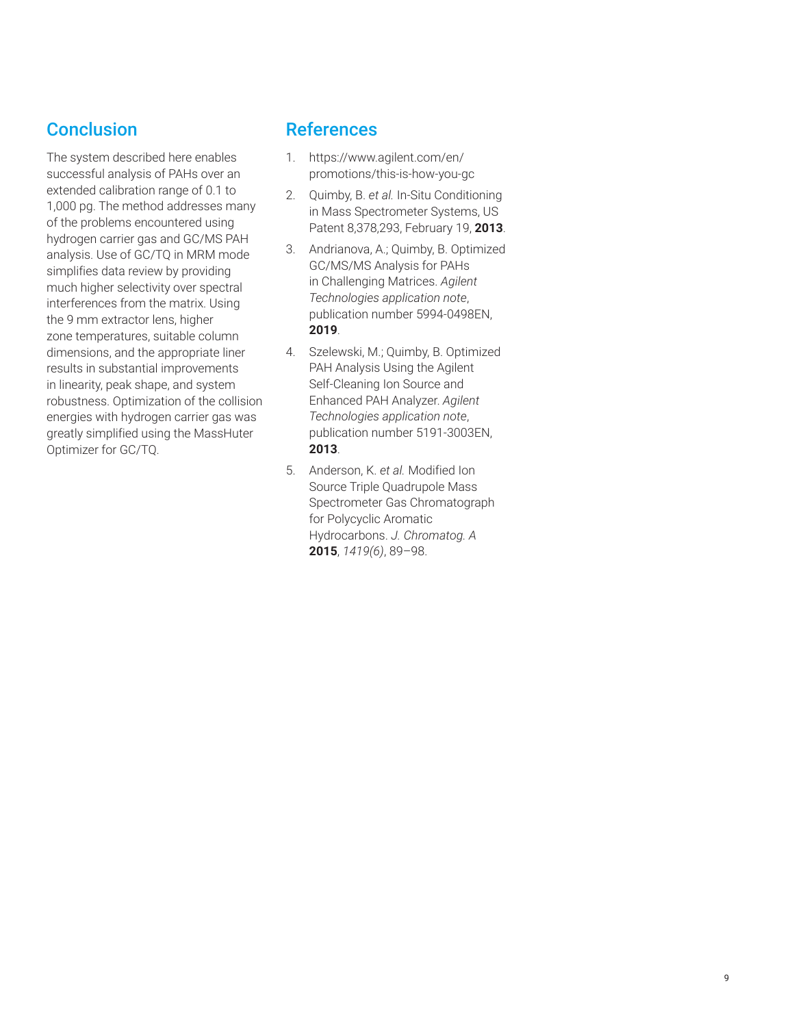## Conclusion

The system described here enables successful analysis of PAHs over an extended calibration range of 0.1 to 1,000 pg. The method addresses many of the problems encountered using hydrogen carrier gas and GC/MS PAH analysis. Use of GC/TQ in MRM mode simplifies data review by providing much higher selectivity over spectral interferences from the matrix. Using the 9 mm extractor lens, higher zone temperatures, suitable column dimensions, and the appropriate liner results in substantial improvements in linearity, peak shape, and system robustness. Optimization of the collision energies with hydrogen carrier gas was greatly simplified using the MassHuter Optimizer for GC/TQ.

## References

1. https://www.agilent.com/en/promotions/this-is-how-you-gc
2. Quimby, B. *et al.* In-Situ Conditioning in Mass Spectrometer Systems, US Patent 8,378,293, February 19, **2013**.
3. Andrianova, A.; Quimby, B. Optimized GC/MS/MS Analysis for PAHs in Challenging Matrices. *Agilent Technologies application note*, publication number 5994-0498EN, **2019**.
4. Szelewski, M.; Quimby, B. Optimized PAH Analysis Using the Agilent Self-Cleaning Ion Source and Enhanced PAH Analyzer. *Agilent Technologies application note*, publication number 5191-3003EN, **2013**.
5. Anderson, K. *et al.* Modified Ion Source Triple Quadrupole Mass Spectrometer Gas Chromatograph for Polycyclic Aromatic Hydrocarbons. *J. Chromatog. A* **2015**, *1419(6)*, 89–98.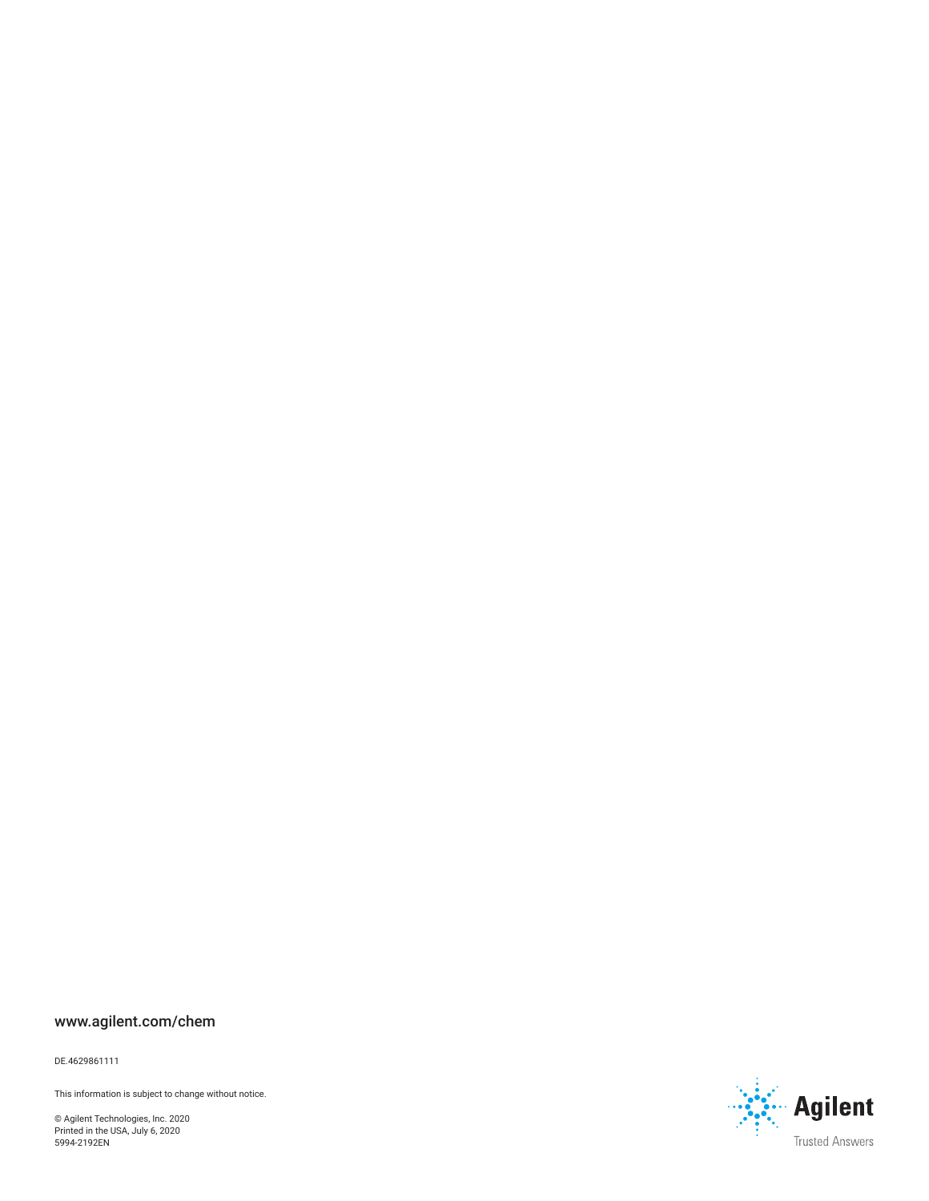www.agilent.com/chem

DE.4629861111

This information is subject to change without notice.

© Agilent Technologies, Inc. 2020
Printed in the USA, July 6, 2020
5994-2192EN

Agilent

Trusted Answers